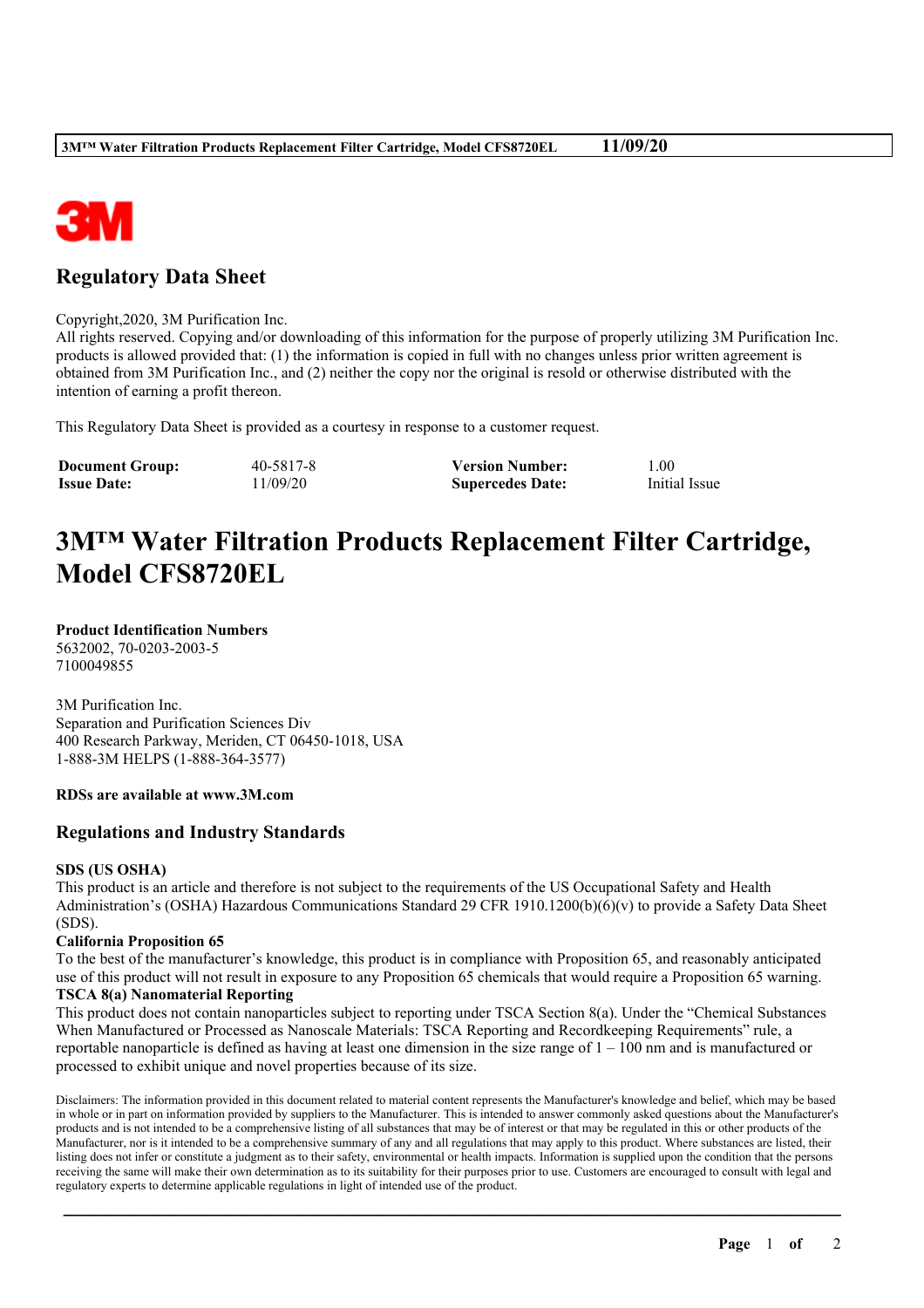## Regulatory Data Sheet

Copyright,2020, 3M Purification Inc.
All rights reserved. Copying and/or downloading of this information for the purpose of properly utilizing 3M Purification Inc. products is allowed provided that: (1) the information is copied in full with no changes unless prior written agreement is obtained from 3M Purification Inc., and (2) neither the copy nor the original is resold or otherwise distributed with the intention of earning a profit thereon.

This Regulatory Data Sheet is provided as a courtesy in response to a customer request.

| | | | |
|---|---|---|---|
| **Document Group:** | 40-5817-8 | **Version Number:** | 1.00 |
| **Issue Date:** | 11/09/20 | **Supercedes Date:** | Initial Issue |

# 3M™ Water Filtration Products Replacement Filter Cartridge, Model CFS8720EL

**Product Identification Numbers**
5632002, 70-0203-2003-5
7100049855

3M Purification Inc.
Separation and Purification Sciences Div
400 Research Parkway, Meriden, CT 06450-1018, USA
1-888-3M HELPS (1-888-364-3577)

**RDSs are available at www.3M.com**

## Regulations and Industry Standards

**SDS (US OSHA)**
This product is an article and therefore is not subject to the requirements of the US Occupational Safety and Health Administration's (OSHA) Hazardous Communications Standard 29 CFR 1910.1200(b)(6)(v) to provide a Safety Data Sheet (SDS).

**California Proposition 65**
To the best of the manufacturer's knowledge, this product is in compliance with Proposition 65, and reasonably anticipated use of this product will not result in exposure to any Proposition 65 chemicals that would require a Proposition 65 warning.

**TSCA 8(a) Nanomaterial Reporting**
This product does not contain nanoparticles subject to reporting under TSCA Section 8(a). Under the "Chemical Substances When Manufactured or Processed as Nanoscale Materials: TSCA Reporting and Recordkeeping Requirements" rule, a reportable nanoparticle is defined as having at least one dimension in the size range of 1 – 100 nm and is manufactured or processed to exhibit unique and novel properties because of its size.

Disclaimers: The information provided in this document related to material content represents the Manufacturer's knowledge and belief, which may be based in whole or in part on information provided by suppliers to the Manufacturer. This is intended to answer commonly asked questions about the Manufacturer's products and is not intended to be a comprehensive listing of all substances that may be of interest or that may be regulated in this or other products of the Manufacturer, nor is it intended to be a comprehensive summary of any and all regulations that may apply to this product. Where substances are listed, their listing does not infer or constitute a judgment as to their safety, environmental or health impacts. Information is supplied upon the condition that the persons receiving the same will make their own determination as to its suitability for their purposes prior to use. Customers are encouraged to consult with legal and regulatory experts to determine applicable regulations in light of intended use of the product.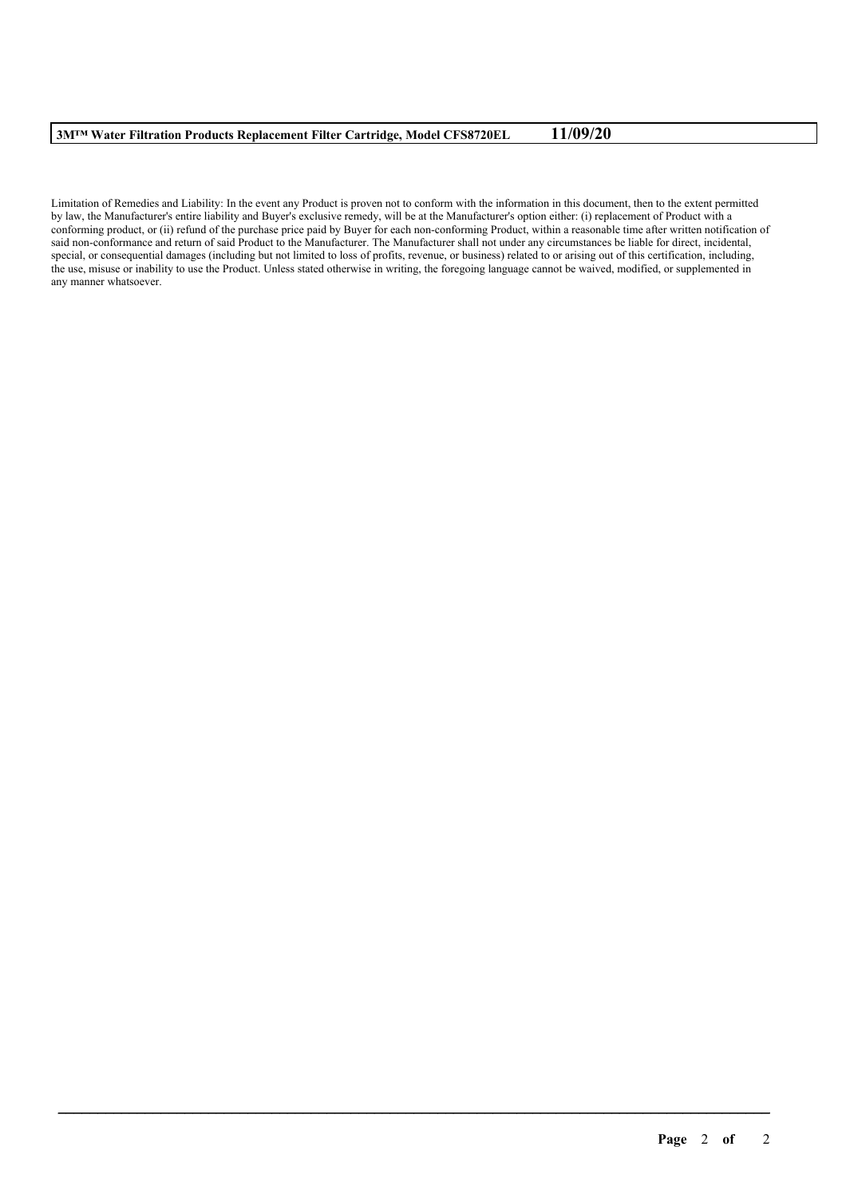Limitation of Remedies and Liability: In the event any Product is proven not to conform with the information in this document, then to the extent permitted by law, the Manufacturer's entire liability and Buyer's exclusive remedy, will be at the Manufacturer's option either: (i) replacement of Product with a conforming product, or (ii) refund of the purchase price paid by Buyer for each non-conforming Product, within a reasonable time after written notification of said non-conformance and return of said Product to the Manufacturer. The Manufacturer shall not under any circumstances be liable for direct, incidental, special, or consequential damages (including but not limited to loss of profits, revenue, or business) related to or arising out of this certification, including, the use, misuse or inability to use the Product. Unless stated otherwise in writing, the foregoing language cannot be waived, modified, or supplemented in any manner whatsoever.